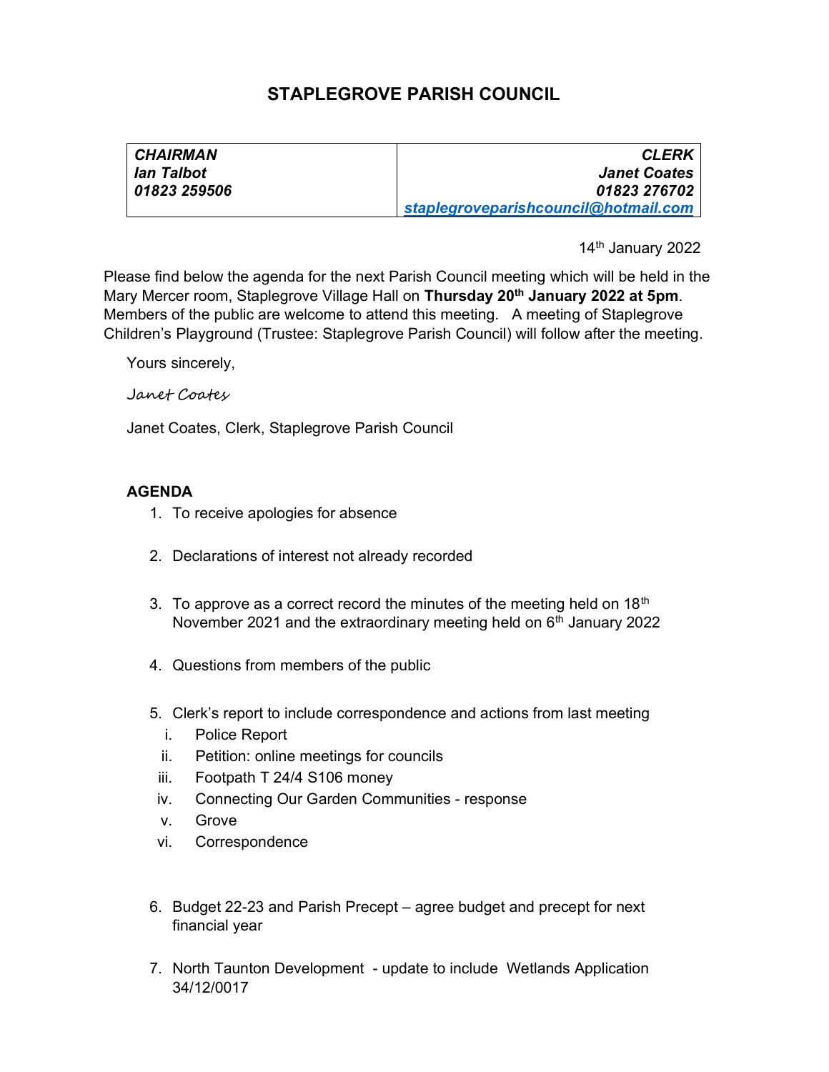# STAPLEGROVE PARISH COUNCIL

| | |
|---|---|
| ***CHAIRMAN*** | ***CLERK*** |
| ***Ian Talbot*** | ***Janet Coates*** |
| ***01823 259506*** | ***01823 276702*** |
| | ***staplegroveparishcouncil@hotmail.com*** |

14th January 2022

Please find below the agenda for the next Parish Council meeting which will be held in the Mary Mercer room, Staplegrove Village Hall on **Thursday 20th January 2022 at 5pm**. Members of the public are welcome to attend this meeting. A meeting of Staplegrove Children's Playground (Trustee: Staplegrove Parish Council) will follow after the meeting.

Yours sincerely,

*Janet Coates*

Janet Coates, Clerk, Staplegrove Parish Council

**AGENDA**

1. To receive apologies for absence
2. Declarations of interest not already recorded
3. To approve as a correct record the minutes of the meeting held on 18th November 2021 and the extraordinary meeting held on 6th January 2022
4. Questions from members of the public
5. Clerk's report to include correspondence and actions from last meeting
   i. Police Report
   ii. Petition: online meetings for councils
   iii. Footpath T 24/4 S106 money
   iv. Connecting Our Garden Communities - response
   v. Grove
   vi. Correspondence
6. Budget 22-23 and Parish Precept – agree budget and precept for next financial year
7. North Taunton Development - update to include Wetlands Application 34/12/0017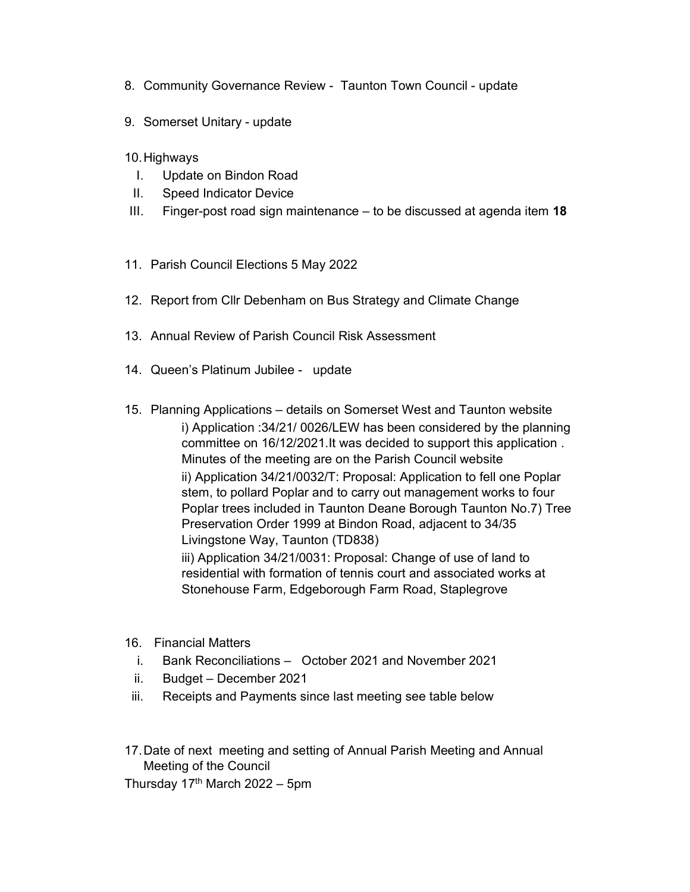8. Community Governance Review - Taunton Town Council - update

9. Somerset Unitary - update

10. Highways
    I. Update on Bindon Road
    II. Speed Indicator Device
    III. Finger-post road sign maintenance – to be discussed at agenda item **18**

11. Parish Council Elections 5 May 2022

12. Report from Cllr Debenham on Bus Strategy and Climate Change

13. Annual Review of Parish Council Risk Assessment

14. Queen's Platinum Jubilee - update

15. Planning Applications – details on Somerset West and Taunton website

    i) Application :34/21/ 0026/LEW has been considered by the planning committee on 16/12/2021.It was decided to support this application . Minutes of the meeting are on the Parish Council website

    ii) Application 34/21/0032/T: Proposal: Application to fell one Poplar stem, to pollard Poplar and to carry out management works to four Poplar trees included in Taunton Deane Borough Taunton No.7) Tree Preservation Order 1999 at Bindon Road, adjacent to 34/35 Livingstone Way, Taunton (TD838)

    iii) Application 34/21/0031: Proposal: Change of use of land to residential with formation of tennis court and associated works at Stonehouse Farm, Edgeborough Farm Road, Staplegrove

16. Financial Matters
    i. Bank Reconciliations – October 2021 and November 2021
    ii. Budget – December 2021
    iii. Receipts and Payments since last meeting see table below

17. Date of next meeting and setting of Annual Parish Meeting and Annual Meeting of the Council

Thursday 17th March 2022 – 5pm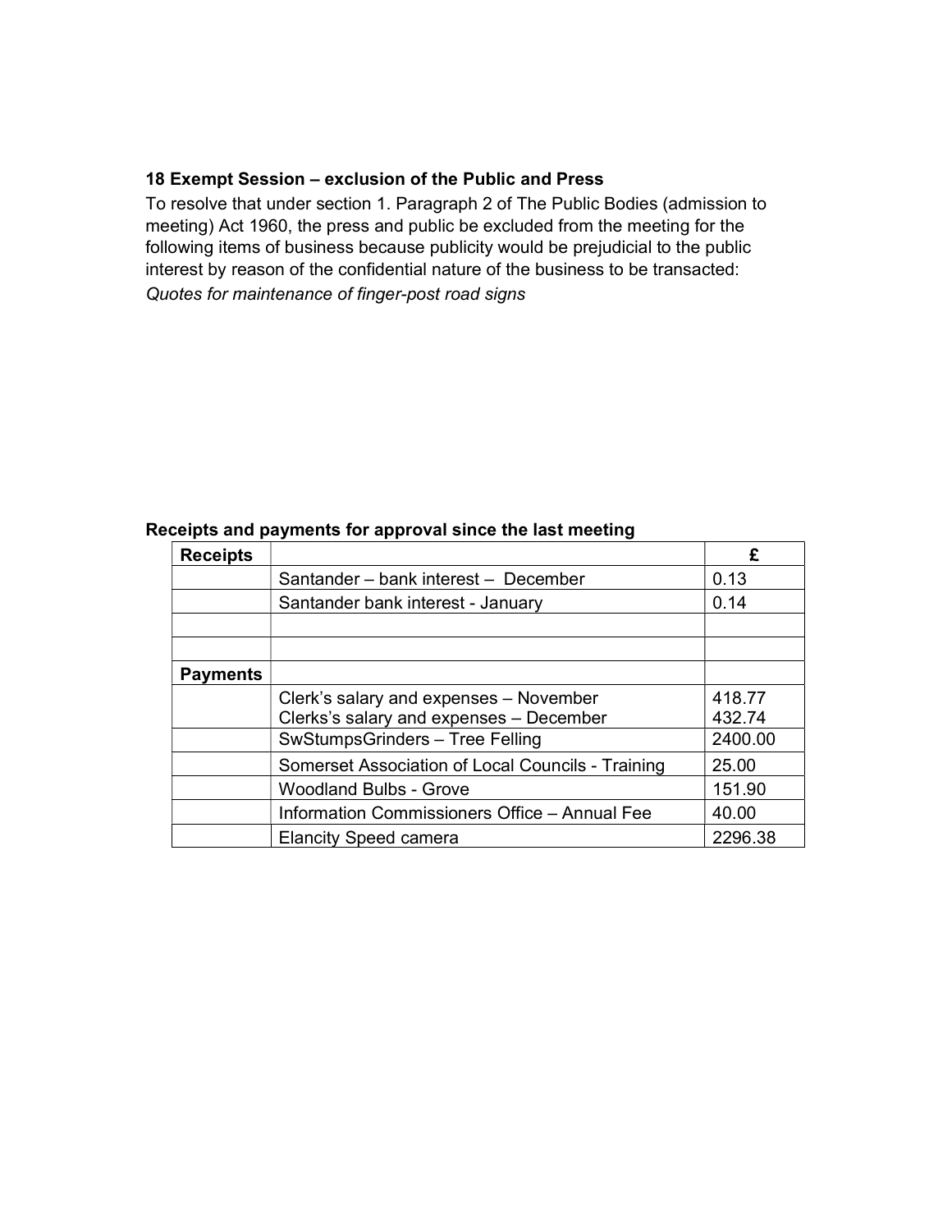**18 Exempt Session – exclusion of the Public and Press**

To resolve that under section 1. Paragraph 2 of The Public Bodies (admission to meeting) Act 1960, the press and public be excluded from the meeting for the following items of business because publicity would be prejudicial to the public interest by reason of the confidential nature of the business to be transacted:

*Quotes for maintenance of finger-post road signs*

**Receipts and payments for approval since the last meeting**

| **Receipts** | | **£** |
|---|---|---|
| | Santander – bank interest – December | 0.13 |
| | Santander bank interest - January | 0.14 |
| | | |
| | | |
| **Payments** | | |
| | Clerk's salary and expenses – November<br>Clerks's salary and expenses – December | 418.77<br>432.74 |
| | SwStumpsGrinders – Tree Felling | 2400.00 |
| | Somerset Association of Local Councils - Training | 25.00 |
| | Woodland Bulbs - Grove | 151.90 |
| | Information Commissioners Office – Annual Fee | 40.00 |
| | Elancity Speed camera | 2296.38 |